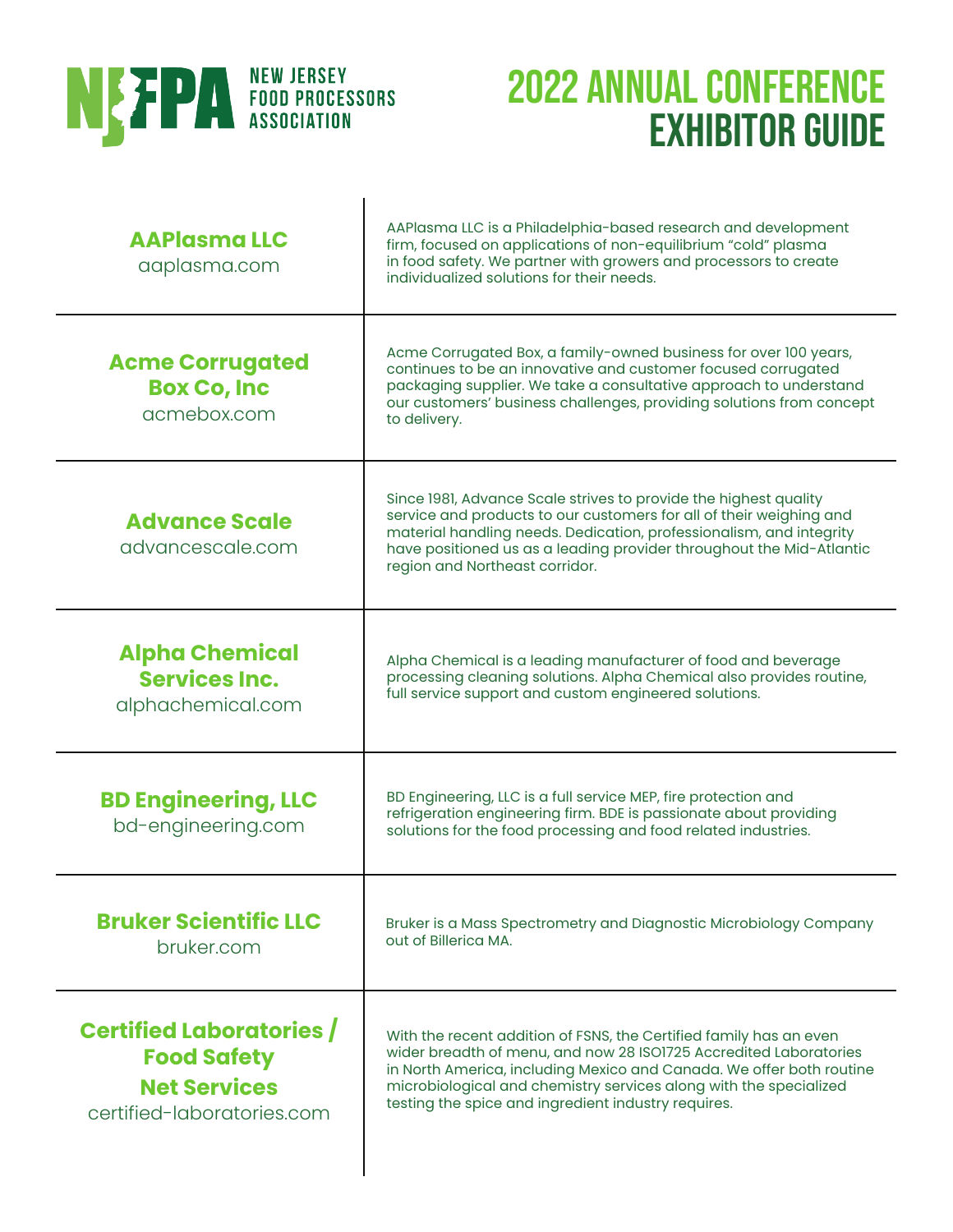NJFPA NEW JERSEY FOOD PROCESSORS ASSOCIATION

# 2022 ANNUAL CONFERENCE EXHIBITOR GUIDE

| Exhibitor | Description |
|---|---|
| **AAPlasma LLC**<br>aaplasma.com | AAPlasma LLC is a Philadelphia-based research and development firm, focused on applications of non-equilibrium "cold" plasma in food safety. We partner with growers and processors to create individualized solutions for their needs. |
| **Acme Corrugated Box Co, Inc**<br>acmebox.com | Acme Corrugated Box, a family-owned business for over 100 years, continues to be an innovative and customer focused corrugated packaging supplier. We take a consultative approach to understand our customers' business challenges, providing solutions from concept to delivery. |
| **Advance Scale**<br>advancescale.com | Since 1981, Advance Scale strives to provide the highest quality service and products to our customers for all of their weighing and material handling needs. Dedication, professionalism, and integrity have positioned us as a leading provider throughout the Mid-Atlantic region and Northeast corridor. |
| **Alpha Chemical Services Inc.**<br>alphachemical.com | Alpha Chemical is a leading manufacturer of food and beverage processing cleaning solutions. Alpha Chemical also provides routine, full service support and custom engineered solutions. |
| **BD Engineering, LLC**<br>bd-engineering.com | BD Engineering, LLC is a full service MEP, fire protection and refrigeration engineering firm. BDE is passionate about providing solutions for the food processing and food related industries. |
| **Bruker Scientific LLC**<br>bruker.com | Bruker is a Mass Spectrometry and Diagnostic Microbiology Company out of Billerica MA. |
| **Certified Laboratories / Food Safety Net Services**<br>certified-laboratories.com | With the recent addition of FSNS, the Certified family has an even wider breadth of menu, and now 28 ISO1725 Accredited Laboratories in North America, including Mexico and Canada. We offer both routine microbiological and chemistry services along with the specialized testing the spice and ingredient industry requires. |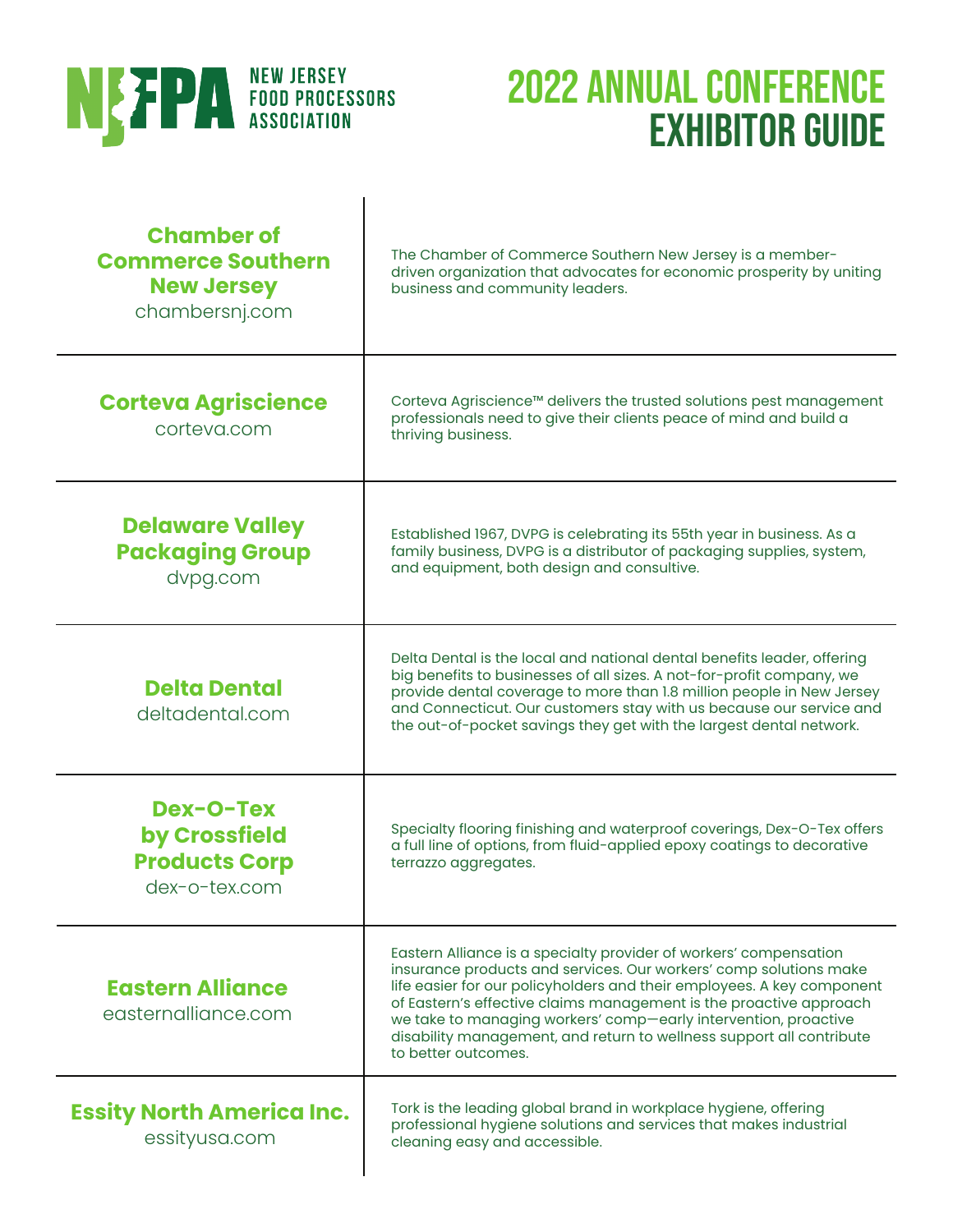NEW JERSEY FOOD PROCESSORS ASSOCIATION

# 2022 ANNUAL CONFERENCE EXHIBITOR GUIDE

| Exhibitor | Description |
| --- | --- |
| **Chamber of Commerce Southern New Jersey** chambersnj.com | The Chamber of Commerce Southern New Jersey is a member-driven organization that advocates for economic prosperity by uniting business and community leaders. |
| **Corteva Agriscience** corteva.com | Corteva Agriscience™ delivers the trusted solutions pest management professionals need to give their clients peace of mind and build a thriving business. |
| **Delaware Valley Packaging Group** dvpg.com | Established 1967, DVPG is celebrating its 55th year in business. As a family business, DVPG is a distributor of packaging supplies, system, and equipment, both design and consultive. |
| **Delta Dental** deltadental.com | Delta Dental is the local and national dental benefits leader, offering big benefits to businesses of all sizes. A not-for-profit company, we provide dental coverage to more than 1.8 million people in New Jersey and Connecticut. Our customers stay with us because our service and the out-of-pocket savings they get with the largest dental network. |
| **Dex-O-Tex by Crossfield Products Corp** dex-o-tex.com | Specialty flooring finishing and waterproof coverings, Dex-O-Tex offers a full line of options, from fluid-applied epoxy coatings to decorative terrazzo aggregates. |
| **Eastern Alliance** easternalliance.com | Eastern Alliance is a specialty provider of workers' compensation insurance products and services. Our workers' comp solutions make life easier for our policyholders and their employees. A key component of Eastern's effective claims management is the proactive approach we take to managing workers' comp—early intervention, proactive disability management, and return to wellness support all contribute to better outcomes. |
| **Essity North America Inc.** essityusa.com | Tork is the leading global brand in workplace hygiene, offering professional hygiene solutions and services that makes industrial cleaning easy and accessible. |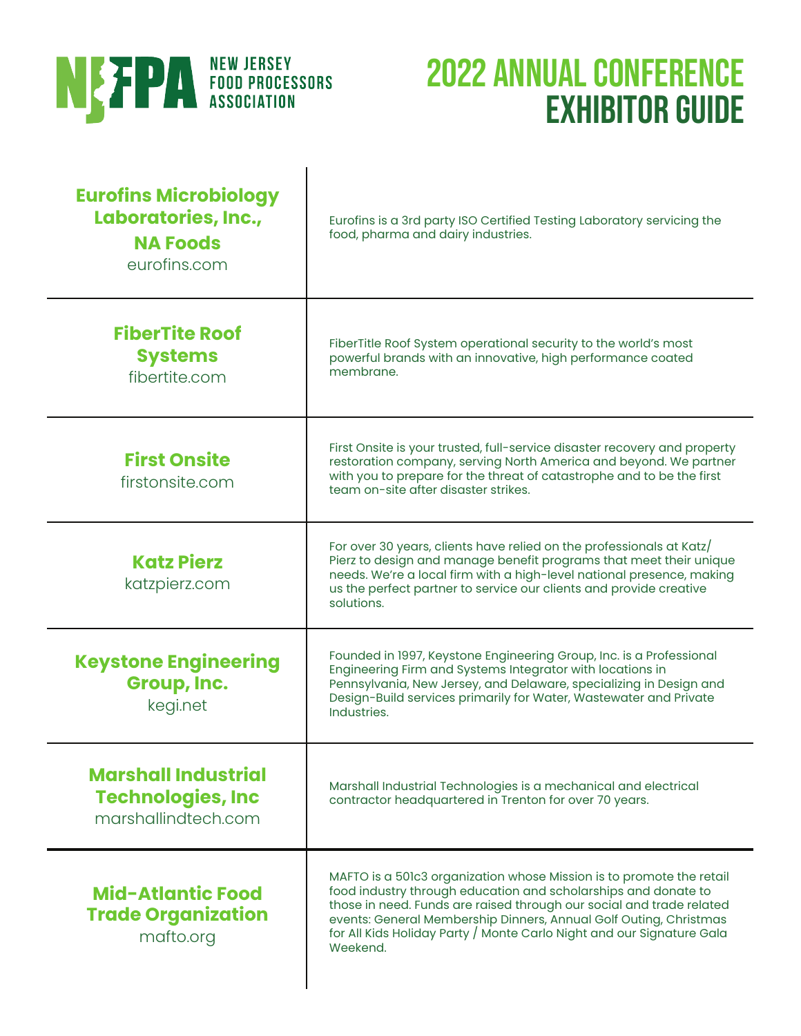# NJFPA NEW JERSEY FOOD PROCESSORS ASSOCIATION

# 2022 ANNUAL CONFERENCE EXHIBITOR GUIDE

| Exhibitor | Description |
|---|---|
| **Eurofins Microbiology Laboratories, Inc., NA Foods** eurofins.com | Eurofins is a 3rd party ISO Certified Testing Laboratory servicing the food, pharma and dairy industries. |
| **FiberTite Roof Systems** fibertite.com | FiberTitle Roof System operational security to the world's most powerful brands with an innovative, high performance coated membrane. |
| **First Onsite** firstonsite.com | First Onsite is your trusted, full-service disaster recovery and property restoration company, serving North America and beyond. We partner with you to prepare for the threat of catastrophe and to be the first team on-site after disaster strikes. |
| **Katz Pierz** katzpierz.com | For over 30 years, clients have relied on the professionals at Katz/Pierz to design and manage benefit programs that meet their unique needs. We're a local firm with a high-level national presence, making us the perfect partner to service our clients and provide creative solutions. |
| **Keystone Engineering Group, Inc.** kegi.net | Founded in 1997, Keystone Engineering Group, Inc. is a Professional Engineering Firm and Systems Integrator with locations in Pennsylvania, New Jersey, and Delaware, specializing in Design and Design-Build services primarily for Water, Wastewater and Private Industries. |
| **Marshall Industrial Technologies, Inc** marshallindtech.com | Marshall Industrial Technologies is a mechanical and electrical contractor headquartered in Trenton for over 70 years. |
| **Mid-Atlantic Food Trade Organization** mafto.org | MAFTO is a 501c3 organization whose Mission is to promote the retail food industry through education and scholarships and donate to those in need. Funds are raised through our social and trade related events: General Membership Dinners, Annual Golf Outing, Christmas for All Kids Holiday Party / Monte Carlo Night and our Signature Gala Weekend. |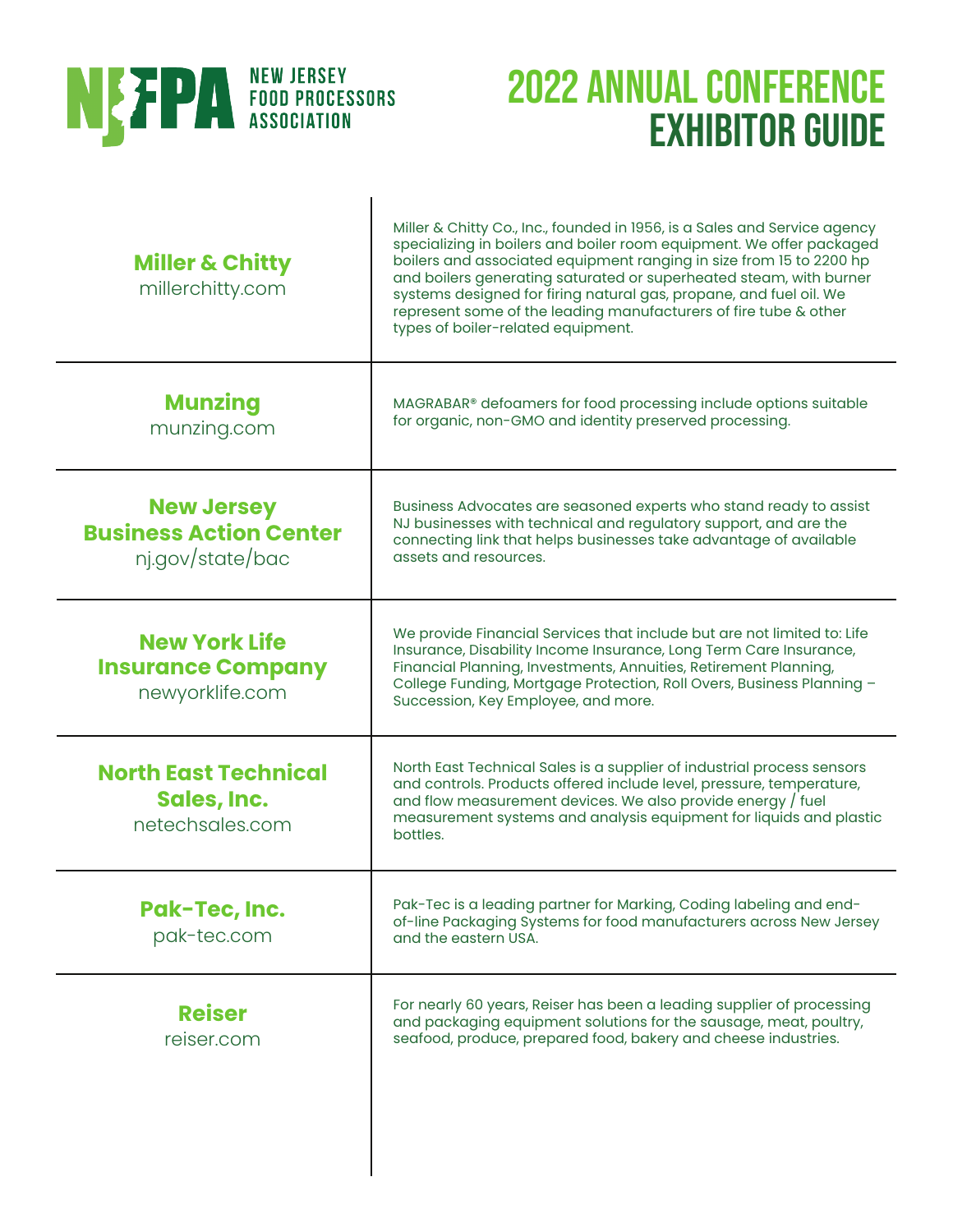# NJFPA NEW JERSEY FOOD PROCESSORS ASSOCIATION

# 2022 ANNUAL CONFERENCE EXHIBITOR GUIDE

| Exhibitor | Description |
| --- | --- |
| **Miller & Chitty**<br>millerchitty.com | Miller & Chitty Co., Inc., founded in 1956, is a Sales and Service agency specializing in boilers and boiler room equipment. We offer packaged boilers and associated equipment ranging in size from 15 to 2200 hp and boilers generating saturated or superheated steam, with burner systems designed for firing natural gas, propane, and fuel oil. We represent some of the leading manufacturers of fire tube & other types of boiler-related equipment. |
| **Munzing**<br>munzing.com | MAGRABAR® defoamers for food processing include options suitable for organic, non-GMO and identity preserved processing. |
| **New Jersey Business Action Center**<br>nj.gov/state/bac | Business Advocates are seasoned experts who stand ready to assist NJ businesses with technical and regulatory support, and are the connecting link that helps businesses take advantage of available assets and resources. |
| **New York Life Insurance Company**<br>newyorklife.com | We provide Financial Services that include but are not limited to: Life Insurance, Disability Income Insurance, Long Term Care Insurance, Financial Planning, Investments, Annuities, Retirement Planning, College Funding, Mortgage Protection, Roll Overs, Business Planning – Succession, Key Employee, and more. |
| **North East Technical Sales, Inc.**<br>netechsales.com | North East Technical Sales is a supplier of industrial process sensors and controls. Products offered include level, pressure, temperature, and flow measurement devices. We also provide energy / fuel measurement systems and analysis equipment for liquids and plastic bottles. |
| **Pak-Tec, Inc.**<br>pak-tec.com | Pak-Tec is a leading partner for Marking, Coding labeling and end-of-line Packaging Systems for food manufacturers across New Jersey and the eastern USA. |
| **Reiser**<br>reiser.com | For nearly 60 years, Reiser has been a leading supplier of processing and packaging equipment solutions for the sausage, meat, poultry, seafood, produce, prepared food, bakery and cheese industries. |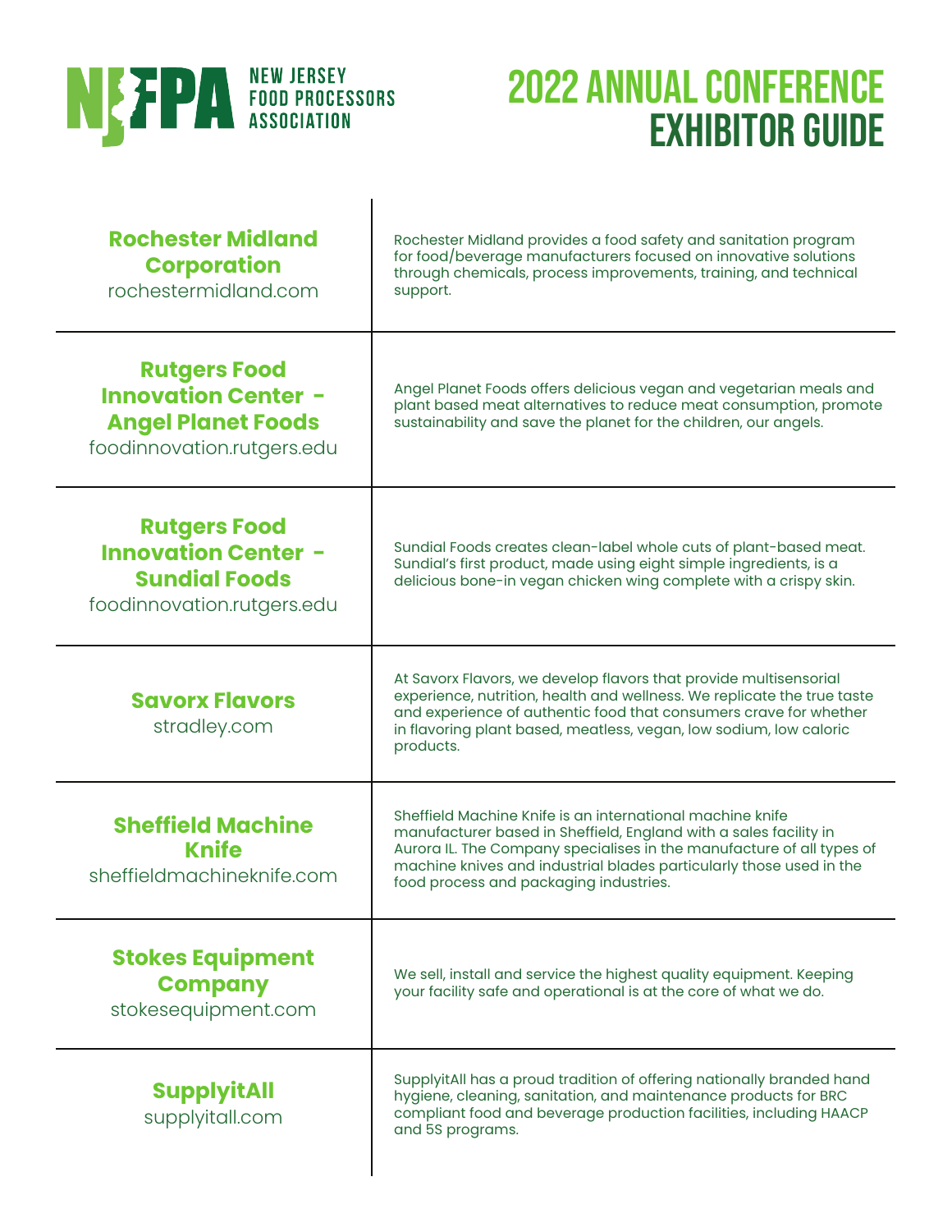# NJFPA NEW JERSEY FOOD PROCESSORS ASSOCIATION

# 2022 ANNUAL CONFERENCE EXHIBITOR GUIDE

| Exhibitor | Description |
| --- | --- |
| **Rochester Midland Corporation** rochestermidland.com | Rochester Midland provides a food safety and sanitation program for food/beverage manufacturers focused on innovative solutions through chemicals, process improvements, training, and technical support. |
| **Rutgers Food Innovation Center - Angel Planet Foods** foodinnovation.rutgers.edu | Angel Planet Foods offers delicious vegan and vegetarian meals and plant based meat alternatives to reduce meat consumption, promote sustainability and save the planet for the children, our angels. |
| **Rutgers Food Innovation Center - Sundial Foods** foodinnovation.rutgers.edu | Sundial Foods creates clean-label whole cuts of plant-based meat. Sundial's first product, made using eight simple ingredients, is a delicious bone-in vegan chicken wing complete with a crispy skin. |
| **Savorx Flavors** stradley.com | At Savorx Flavors, we develop flavors that provide multisensorial experience, nutrition, health and wellness. We replicate the true taste and experience of authentic food that consumers crave for whether in flavoring plant based, meatless, vegan, low sodium, low caloric products. |
| **Sheffield Machine Knife** sheffieldmachineknife.com | Sheffield Machine Knife is an international machine knife manufacturer based in Sheffield, England with a sales facility in Aurora IL. The Company specialises in the manufacture of all types of machine knives and industrial blades particularly those used in the food process and packaging industries. |
| **Stokes Equipment Company** stokesequipment.com | We sell, install and service the highest quality equipment. Keeping your facility safe and operational is at the core of what we do. |
| **SupplyitAll** supplyitall.com | SupplyitAll has a proud tradition of offering nationally branded hand hygiene, cleaning, sanitation, and maintenance products for BRC compliant food and beverage production facilities, including HAACP and 5S programs. |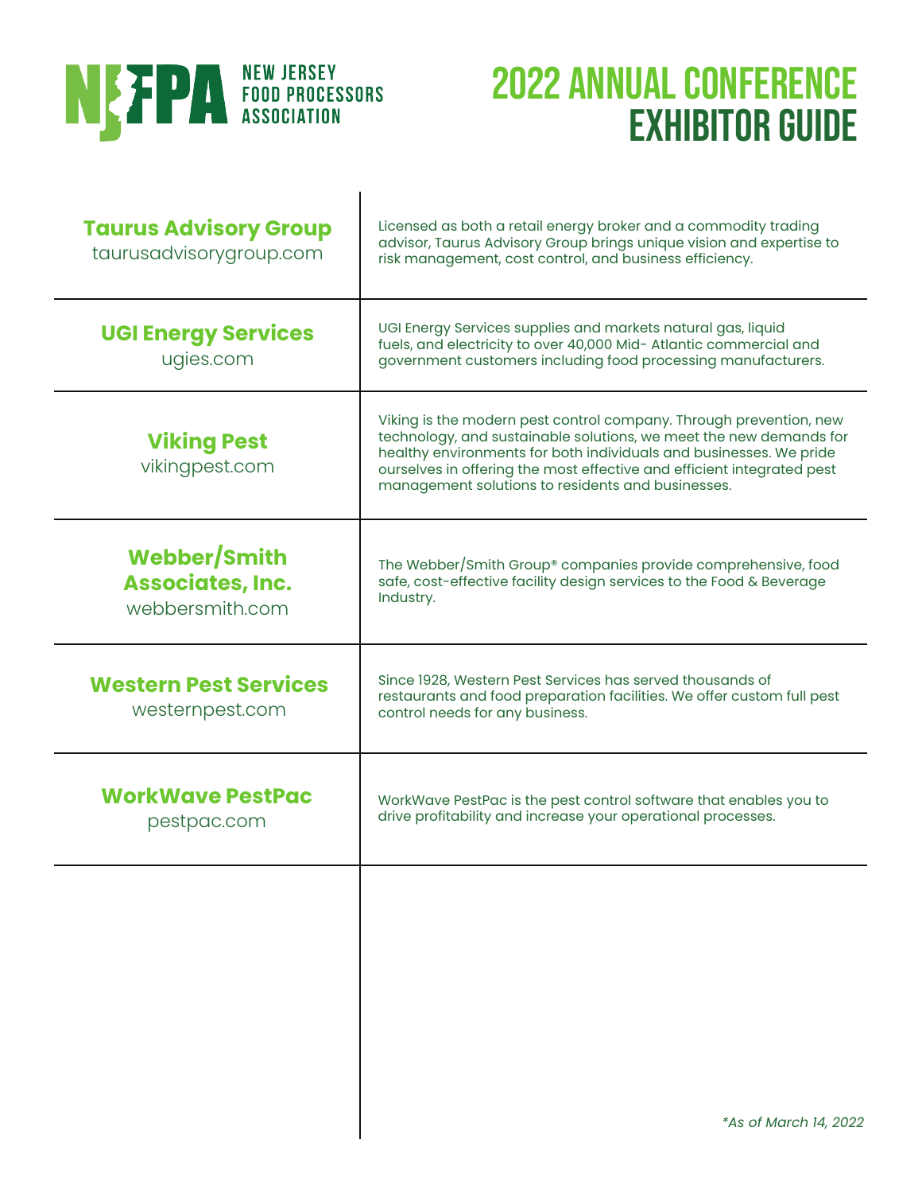NJFPA NEW JERSEY FOOD PROCESSORS ASSOCIATION

# 2022 ANNUAL CONFERENCE EXHIBITOR GUIDE

| | |
|---|---|
| **Taurus Advisory Group** taurusadvisorygroup.com | Licensed as both a retail energy broker and a commodity trading advisor, Taurus Advisory Group brings unique vision and expertise to risk management, cost control, and business efficiency. |
| **UGI Energy Services** ugies.com | UGI Energy Services supplies and markets natural gas, liquid fuels, and electricity to over 40,000 Mid- Atlantic commercial and government customers including food processing manufacturers. |
| **Viking Pest** vikingpest.com | Viking is the modern pest control company. Through prevention, new technology, and sustainable solutions, we meet the new demands for healthy environments for both individuals and businesses. We pride ourselves in offering the most effective and efficient integrated pest management solutions to residents and businesses. |
| **Webber/Smith Associates, Inc.** webbersmith.com | The Webber/Smith Group® companies provide comprehensive, food safe, cost-effective facility design services to the Food & Beverage Industry. |
| **Western Pest Services** westernpest.com | Since 1928, Western Pest Services has served thousands of restaurants and food preparation facilities. We offer custom full pest control needs for any business. |
| **WorkWave PestPac** pestpac.com | WorkWave PestPac is the pest control software that enables you to drive profitability and increase your operational processes. |

*As of March 14, 2022*